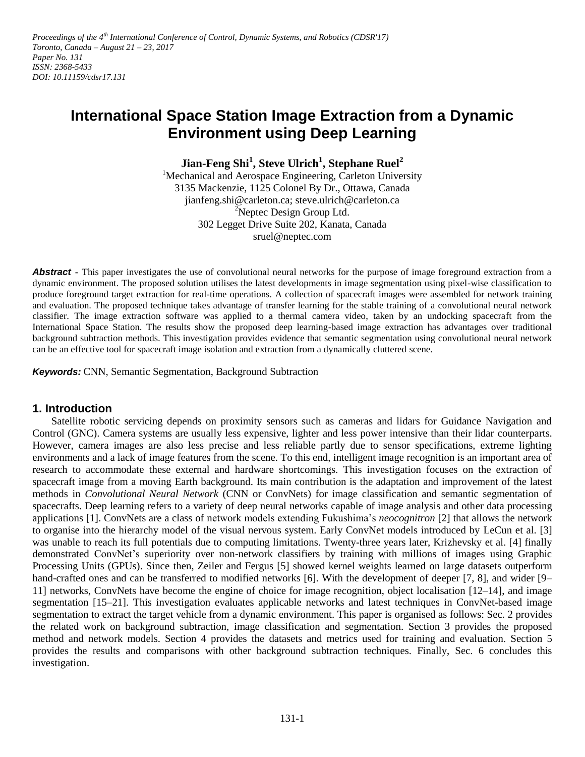*Proceedings of the 4th International Conference of Control, Dynamic Systems, and Robotics (CDSR'17)*
*Toronto, Canada – August 21 – 23, 2017*
*Paper No. 131*
*ISSN: 2368-5433*
*DOI: 10.11159/cdsr17.131*

# International Space Station Image Extraction from a Dynamic Environment using Deep Learning

**Jian-Feng Shi[1], Steve Ulrich[1], Stephane Ruel[2]**

[1]Mechanical and Aerospace Engineering, Carleton University
3135 Mackenzie, 1125 Colonel By Dr., Ottawa, Canada
jianfeng.shi@carleton.ca; steve.ulrich@carleton.ca
[2]Neptec Design Group Ltd.
302 Legget Drive Suite 202, Kanata, Canada
sruel@neptec.com

***Abstract*** - This paper investigates the use of convolutional neural networks for the purpose of image foreground extraction from a dynamic environment. The proposed solution utilises the latest developments in image segmentation using pixel-wise classification to produce foreground target extraction for real-time operations. A collection of spacecraft images were assembled for network training and evaluation. The proposed technique takes advantage of transfer learning for the stable training of a convolutional neural network classifier. The image extraction software was applied to a thermal camera video, taken by an undocking spacecraft from the International Space Station. The results show the proposed deep learning-based image extraction has advantages over traditional background subtraction methods. This investigation provides evidence that semantic segmentation using convolutional neural network can be an effective tool for spacecraft image isolation and extraction from a dynamically cluttered scene.

***Keywords:*** CNN, Semantic Segmentation, Background Subtraction

## 1. Introduction

Satellite robotic servicing depends on proximity sensors such as cameras and lidars for Guidance Navigation and Control (GNC). Camera systems are usually less expensive, lighter and less power intensive than their lidar counterparts. However, camera images are also less precise and less reliable partly due to sensor specifications, extreme lighting environments and a lack of image features from the scene. To this end, intelligent image recognition is an important area of research to accommodate these external and hardware shortcomings. This investigation focuses on the extraction of spacecraft image from a moving Earth background. Its main contribution is the adaptation and improvement of the latest methods in *Convolutional Neural Network* (CNN or ConvNets) for image classification and semantic segmentation of spacecrafts. Deep learning refers to a variety of deep neural networks capable of image analysis and other data processing applications [1]. ConvNets are a class of network models extending Fukushima's *neocognitron* [2] that allows the network to organise into the hierarchy model of the visual nervous system. Early ConvNet models introduced by LeCun et al. [3] was unable to reach its full potentials due to computing limitations. Twenty-three years later, Krizhevsky et al. [4] finally demonstrated ConvNet's superiority over non-network classifiers by training with millions of images using Graphic Processing Units (GPUs). Since then, Zeiler and Fergus [5] showed kernel weights learned on large datasets outperform hand-crafted ones and can be transferred to modified networks [6]. With the development of deeper [7, 8], and wider [9–11] networks, ConvNets have become the engine of choice for image recognition, object localisation [12–14], and image segmentation [15–21]. This investigation evaluates applicable networks and latest techniques in ConvNet-based image segmentation to extract the target vehicle from a dynamic environment. This paper is organised as follows: Sec. 2 provides the related work on background subtraction, image classification and segmentation. Section 3 provides the proposed method and network models. Section 4 provides the datasets and metrics used for training and evaluation. Section 5 provides the results and comparisons with other background subtraction techniques. Finally, Sec. 6 concludes this investigation.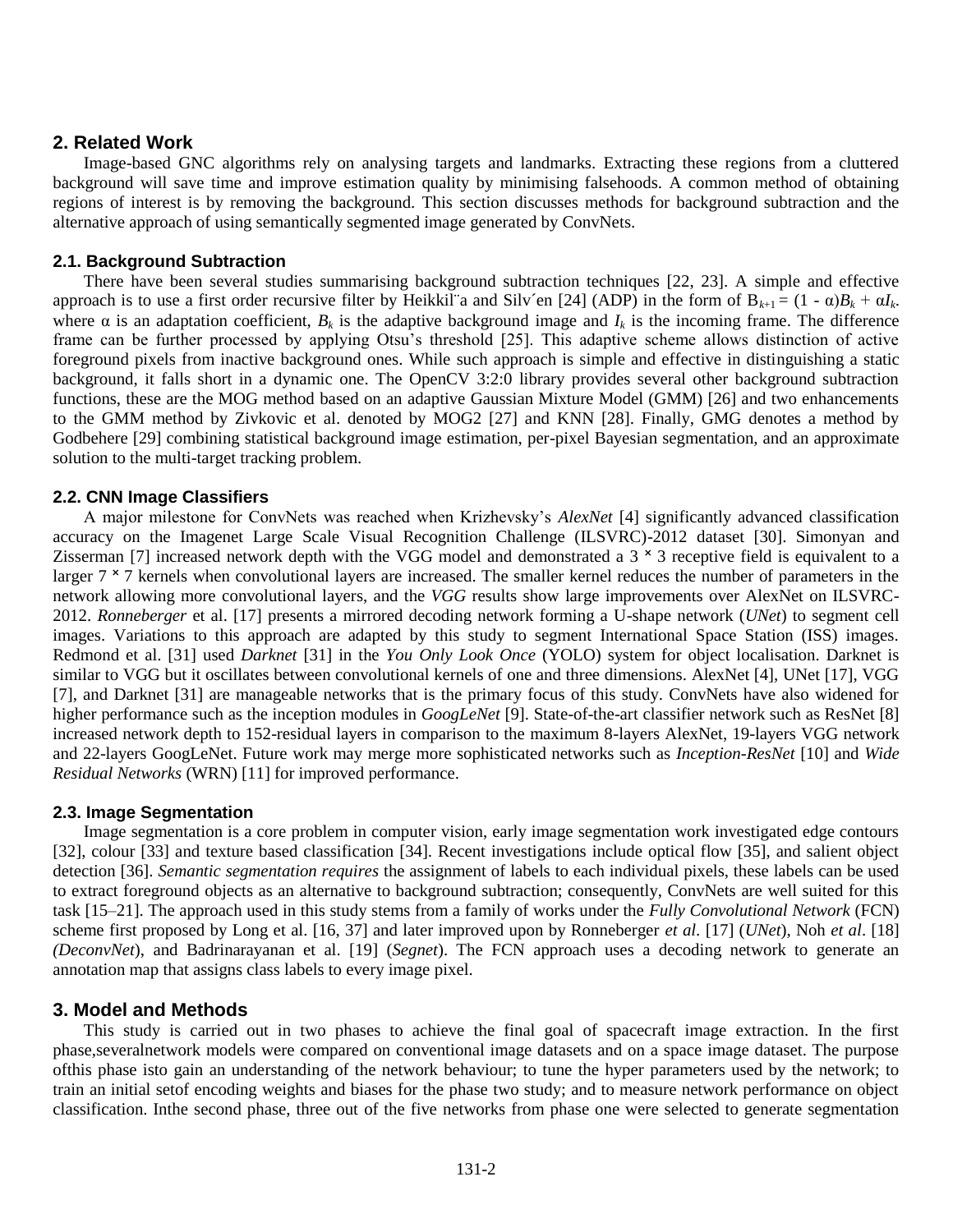## 2. Related Work

Image-based GNC algorithms rely on analysing targets and landmarks. Extracting these regions from a cluttered background will save time and improve estimation quality by minimising falsehoods. A common method of obtaining regions of interest is by removing the background. This section discusses methods for background subtraction and the alternative approach of using semantically segmented image generated by ConvNets.

### 2.1. Background Subtraction

There have been several studies summarising background subtraction techniques [22, 23]. A simple and effective approach is to use a first order recursive filter by Heikkil¨a and Silv´en [24] (ADP) in the form of $B_{k+1} = (1 - \alpha)B_k + \alpha I_k$. where $\alpha$ is an adaptation coefficient, $B_k$ is the adaptive background image and $I_k$ is the incoming frame. The difference frame can be further processed by applying Otsu's threshold [25]. This adaptive scheme allows distinction of active foreground pixels from inactive background ones. While such approach is simple and effective in distinguishing a static background, it falls short in a dynamic one. The OpenCV 3:2:0 library provides several other background subtraction functions, these are the MOG method based on an adaptive Gaussian Mixture Model (GMM) [26] and two enhancements to the GMM method by Zivkovic et al. denoted by MOG2 [27] and KNN [28]. Finally, GMG denotes a method by Godbehere [29] combining statistical background image estimation, per-pixel Bayesian segmentation, and an approximate solution to the multi-target tracking problem.

### 2.2. CNN Image Classifiers

A major milestone for ConvNets was reached when Krizhevsky's *AlexNet* [4] significantly advanced classification accuracy on the Imagenet Large Scale Visual Recognition Challenge (ILSVRC)-2012 dataset [30]. Simonyan and Zisserman [7] increased network depth with the VGG model and demonstrated a $3 \times 3$ receptive field is equivalent to a larger $7 \times 7$ kernels when convolutional layers are increased. The smaller kernel reduces the number of parameters in the network allowing more convolutional layers, and the *VGG* results show large improvements over AlexNet on ILSVRC-2012. *Ronneberger* et al. [17] presents a mirrored decoding network forming a U-shape network (*UNet*) to segment cell images. Variations to this approach are adapted by this study to segment International Space Station (ISS) images. Redmond et al. [31] used *Darknet* [31] in the *You Only Look Once* (YOLO) system for object localisation. Darknet is similar to VGG but it oscillates between convolutional kernels of one and three dimensions. AlexNet [4], UNet [17], VGG [7], and Darknet [31] are manageable networks that is the primary focus of this study. ConvNets have also widened for higher performance such as the inception modules in *GoogLeNet* [9]. State-of-the-art classifier network such as ResNet [8] increased network depth to 152-residual layers in comparison to the maximum 8-layers AlexNet, 19-layers VGG network and 22-layers GoogLeNet. Future work may merge more sophisticated networks such as *Inception-ResNet* [10] and *Wide Residual Networks* (WRN) [11] for improved performance.

### 2.3. Image Segmentation

Image segmentation is a core problem in computer vision, early image segmentation work investigated edge contours [32], colour [33] and texture based classification [34]. Recent investigations include optical flow [35], and salient object detection [36]. *Semantic segmentation requires* the assignment of labels to each individual pixels, these labels can be used to extract foreground objects as an alternative to background subtraction; consequently, ConvNets are well suited for this task [15–21]. The approach used in this study stems from a family of works under the *Fully Convolutional Network* (FCN) scheme first proposed by Long et al. [16, 37] and later improved upon by Ronneberger *et al*. [17] (*UNet*), Noh *et al*. [18] *(DeconvNet*), and Badrinarayanan et al. [19] (*Segnet*). The FCN approach uses a decoding network to generate an annotation map that assigns class labels to every image pixel.

## 3. Model and Methods

This study is carried out in two phases to achieve the final goal of spacecraft image extraction. In the first phase,severalnetwork models were compared on conventional image datasets and on a space image dataset. The purpose ofthis phase isto gain an understanding of the network behaviour; to tune the hyper parameters used by the network; to train an initial setof encoding weights and biases for the phase two study; and to measure network performance on object classification. Inthe second phase, three out of the five networks from phase one were selected to generate segmentation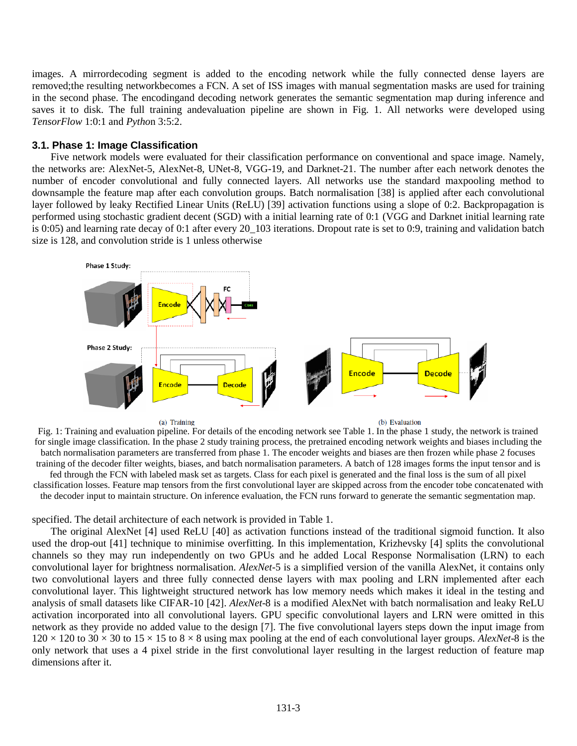images. A mirrordecoding segment is added to the encoding network while the fully connected dense layers are removed;the resulting networkbecomes a FCN. A set of ISS images with manual segmentation masks are used for training in the second phase. The encodingand decoding network generates the semantic segmentation map during inference and saves it to disk. The full training andevaluation pipeline are shown in Fig. 1. All networks were developed using *TensorFlow* 1:0:1 and *Pytho*n 3:5:2.

### 3.1. Phase 1: Image Classification

Five network models were evaluated for their classification performance on conventional and space image. Namely, the networks are: AlexNet-5, AlexNet-8, UNet-8, VGG-19, and Darknet-21. The number after each network denotes the number of encoder convolutional and fully connected layers. All networks use the standard maxpooling method to downsample the feature map after each convolution groups. Batch normalisation [38] is applied after each convolutional layer followed by leaky Rectified Linear Units (ReLU) [39] activation functions using a slope of 0:2. Backpropagation is performed using stochastic gradient decent (SGD) with a initial learning rate of 0:1 (VGG and Darknet initial learning rate is 0:05) and learning rate decay of 0:1 after every 20_103 iterations. Dropout rate is set to 0:9, training and validation batch size is 128, and convolution stride is 1 unless otherwise specified. The detail architecture of each network is provided in Table 1.

(a) Training (b) Evaluation

Fig. 1: Training and evaluation pipeline. For details of the encoding network see Table 1. In the phase 1 study, the network is trained for single image classification. In the phase 2 study training process, the pretrained encoding network weights and biases including the batch normalisation parameters are transferred from phase 1. The encoder weights and biases are then frozen while phase 2 focuses training of the decoder filter weights, biases, and batch normalisation parameters. A batch of 128 images forms the input tensor and is fed through the FCN with labeled mask set as targets. Class for each pixel is generated and the final loss is the sum of all pixel classification losses. Feature map tensors from the first convolutional layer are skipped across from the encoder tobe concatenated with the decoder input to maintain structure. On inference evaluation, the FCN runs forward to generate the semantic segmentation map.

The original AlexNet [4] used ReLU [40] as activation functions instead of the traditional sigmoid function. It also used the drop-out [41] technique to minimise overfitting. In this implementation, Krizhevsky [4] splits the convolutional channels so they may run independently on two GPUs and he added Local Response Normalisation (LRN) to each convolutional layer for brightness normalisation. *AlexNet*-5 is a simplified version of the vanilla AlexNet, it contains only two convolutional layers and three fully connected dense layers with max pooling and LRN implemented after each convolutional layer. This lightweight structured network has low memory needs which makes it ideal in the testing and analysis of small datasets like CIFAR-10 [42]. *AlexNet*-8 is a modified AlexNet with batch normalisation and leaky ReLU activation incorporated into all convolutional layers. GPU specific convolutional layers and LRN were omitted in this network as they provide no added value to the design [7]. The five convolutional layers steps down the input image from $120 \times 120$ to $30 \times 30$ to $15 \times 15$ to $8 \times 8$ using max pooling at the end of each convolutional layer groups. *AlexNet*-8 is the only network that uses a 4 pixel stride in the first convolutional layer resulting in the largest reduction of feature map dimensions after it.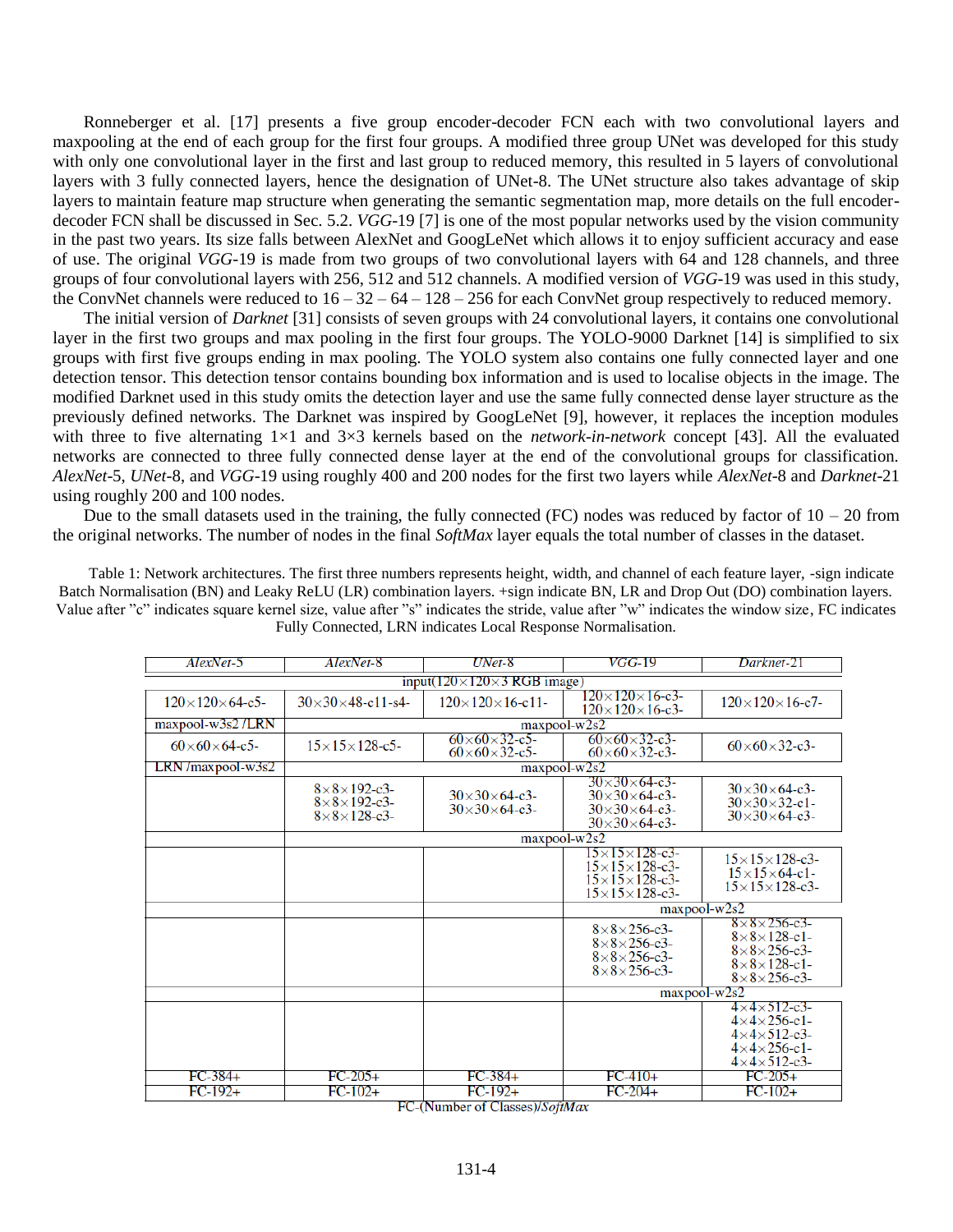Ronneberger et al. [17] presents a five group encoder-decoder FCN each with two convolutional layers and maxpooling at the end of each group for the first four groups. A modified three group UNet was developed for this study with only one convolutional layer in the first and last group to reduced memory, this resulted in 5 layers of convolutional layers with 3 fully connected layers, hence the designation of UNet-8. The UNet structure also takes advantage of skip layers to maintain feature map structure when generating the semantic segmentation map, more details on the full encoder-decoder FCN shall be discussed in Sec. 5.2. *VGG*-19 [7] is one of the most popular networks used by the vision community in the past two years. Its size falls between AlexNet and GoogLeNet which allows it to enjoy sufficient accuracy and ease of use. The original *VGG*-19 is made from two groups of two convolutional layers with 64 and 128 channels, and three groups of four convolutional layers with 256, 512 and 512 channels. A modified version of *VGG*-19 was used in this study, the ConvNet channels were reduced to 16 – 32 – 64 – 128 – 256 for each ConvNet group respectively to reduced memory.

The initial version of *Darknet* [31] consists of seven groups with 24 convolutional layers, it contains one convolutional layer in the first two groups and max pooling in the first four groups. The YOLO-9000 Darknet [14] is simplified to six groups with first five groups ending in max pooling. The YOLO system also contains one fully connected layer and one detection tensor. This detection tensor contains bounding box information and is used to localise objects in the image. The modified Darknet used in this study omits the detection layer and use the same fully connected dense layer structure as the previously defined networks. The Darknet was inspired by GoogLeNet [9], however, it replaces the inception modules with three to five alternating 1×1 and 3×3 kernels based on the *network-in-network* concept [43]. All the evaluated networks are connected to three fully connected dense layer at the end of the convolutional groups for classification. *AlexNet*-5, *UNet*-8, and *VGG*-19 using roughly 400 and 200 nodes for the first two layers while *AlexNet*-8 and *Darknet*-21 using roughly 200 and 100 nodes.

Due to the small datasets used in the training, the fully connected (FC) nodes was reduced by factor of 10 – 20 from the original networks. The number of nodes in the final *SoftMax* layer equals the total number of classes in the dataset.

Table 1: Network architectures. The first three numbers represents height, width, and channel of each feature layer, -sign indicate Batch Normalisation (BN) and Leaky ReLU (LR) combination layers. +sign indicate BN, LR and Drop Out (DO) combination layers. Value after "c" indicates square kernel size, value after "s" indicates the stride, value after "w" indicates the window size, FC indicates Fully Connected, LRN indicates Local Response Normalisation.

| *AlexNet*-5 | *AlexNet*-8 | *UNet*-8 | *VGG*-19 | *Darknet*-21 |
|---|---|---|---|---|
| input(120×120×3 RGB image) | | | | |
| 120×120×64-c5- | 30×30×48-c11-s4- | 120×120×16-c11- | 120×120×16-c3-<br>120×120×16-c3- | 120×120×16-c7- |
| maxpool-w3s2 /LRN | maxpool-w2s2 | | | |
| 60×60×64-c5- | 15×15×128-c5- | 60×60×32-c5-<br>60×60×32-c5- | 60×60×32-c3-<br>60×60×32-c3- | 60×60×32-c3- |
| LRN /maxpool-w3s2 | maxpool-w2s2 | | | |
| | 8×8×192-c3-<br>8×8×192-c3-<br>8×8×128-c3- | 30×30×64-c3-<br>30×30×64-c3- | 30×30×64-c3-<br>30×30×64-c3-<br>30×30×64-c3-<br>30×30×64-c3- | 30×30×64-c3-<br>30×30×32-c1-<br>30×30×64-c3- |
| | maxpool-w2s2 | | | |
| | | | 15×15×128-c3-<br>15×15×128-c3-<br>15×15×128-c3-<br>15×15×128-c3- | 15×15×128-c3-<br>15×15×64-c1-<br>15×15×128-c3- |
| | | | maxpool-w2s2 | |
| | | | 8×8×256-c3-<br>8×8×256-c3-<br>8×8×256-c3-<br>8×8×256-c3- | 8×8×256-c3-<br>8×8×128-c1-<br>8×8×256-c3-<br>8×8×128-c1-<br>8×8×256-c3- |
| | | | maxpool-w2s2 | |
| | | | | 4×4×512-c3-<br>4×4×256-c1-<br>4×4×512-c3-<br>4×4×256-c1-<br>4×4×512-c3- |
| FC-384+ | FC-205+ | FC-384+ | FC-410+ | FC-205+ |
| FC-192+ | FC-102+ | FC-192+ | FC-204+ | FC-102+ |
| FC-(Number of Classes)/*SoftMax* | | | | |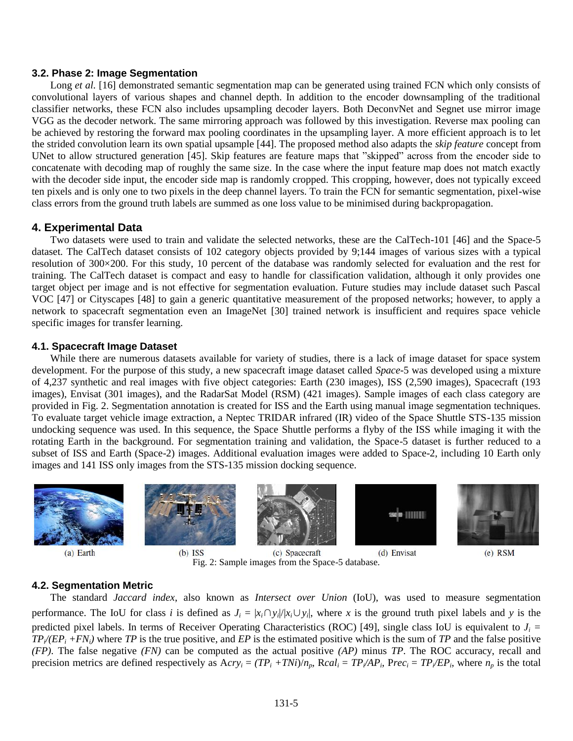### 3.2. Phase 2: Image Segmentation

Long *et al.* [16] demonstrated semantic segmentation map can be generated using trained FCN which only consists of convolutional layers of various shapes and channel depth. In addition to the encoder downsampling of the traditional classifier networks, these FCN also includes upsampling decoder layers. Both DeconvNet and Segnet use mirror image VGG as the decoder network. The same mirroring approach was followed by this investigation. Reverse max pooling can be achieved by restoring the forward max pooling coordinates in the upsampling layer. A more efficient approach is to let the strided convolution learn its own spatial upsample [44]. The proposed method also adapts the *skip feature* concept from UNet to allow structured generation [45]. Skip features are feature maps that "skipped" across from the encoder side to concatenate with decoding map of roughly the same size. In the case where the input feature map does not match exactly with the decoder side input, the encoder side map is randomly cropped. This cropping, however, does not typically exceed ten pixels and is only one to two pixels in the deep channel layers. To train the FCN for semantic segmentation, pixel-wise class errors from the ground truth labels are summed as one loss value to be minimised during backpropagation.

## 4. Experimental Data

Two datasets were used to train and validate the selected networks, these are the CalTech-101 [46] and the Space-5 dataset. The CalTech dataset consists of 102 category objects provided by 9;144 images of various sizes with a typical resolution of 300×200. For this study, 10 percent of the database was randomly selected for evaluation and the rest for training. The CalTech dataset is compact and easy to handle for classification validation, although it only provides one target object per image and is not effective for segmentation evaluation. Future studies may include dataset such Pascal VOC [47] or Cityscapes [48] to gain a generic quantitative measurement of the proposed networks; however, to apply a network to spacecraft segmentation even an ImageNet [30] trained network is insufficient and requires space vehicle specific images for transfer learning.

### 4.1. Spacecraft Image Dataset

While there are numerous datasets available for variety of studies, there is a lack of image dataset for space system development. For the purpose of this study, a new spacecraft image dataset called *Space*-5 was developed using a mixture of 4,237 synthetic and real images with five object categories: Earth (230 images), ISS (2,590 images), Spacecraft (193 images), Envisat (301 images), and the RadarSat Model (RSM) (421 images). Sample images of each class category are provided in Fig. 2. Segmentation annotation is created for ISS and the Earth using manual image segmentation techniques. To evaluate target vehicle image extraction, a Neptec TRIDAR infrared (IR) video of the Space Shuttle STS-135 mission undocking sequence was used. In this sequence, the Space Shuttle performs a flyby of the ISS while imaging it with the rotating Earth in the background. For segmentation training and validation, the Space-5 dataset is further reduced to a subset of ISS and Earth (Space-2) images. Additional evaluation images were added to Space-2, including 10 Earth only images and 141 ISS only images from the STS-135 mission docking sequence.

(a) Earth (b) ISS (c) Spacecraft (d) Envisat (e) RSM

Fig. 2: Sample images from the Space-5 database.

### 4.2. Segmentation Metric

The standard *Jaccard index*, also known as *Intersect over Union* (IoU), was used to measure segmentation performance. The IoU for class $i$ is defined as $J_i = |x_i \cap y_i| / |x_i \cup y_i|$, where $x$ is the ground truth pixel labels and $y$ is the predicted pixel labels. In terms of Receiver Operating Characteristics (ROC) [49], single class IoU is equivalent to $J_i = TP_i/(EP_i + FN_i)$ where $TP$ is the true positive, and $EP$ is the estimated positive which is the sum of $TP$ and the false positive *(FP)*. The false negative *(FN)* can be computed as the actual positive *(AP)* minus $TP$. The ROC accuracy, recall and precision metrics are defined respectively as $Acry_i = (TP_i + TNi)/n_p$, $Rcal_i = TP_i/AP_i$, $Prec_i = TP_i/EP_i$, where $n_p$ is the total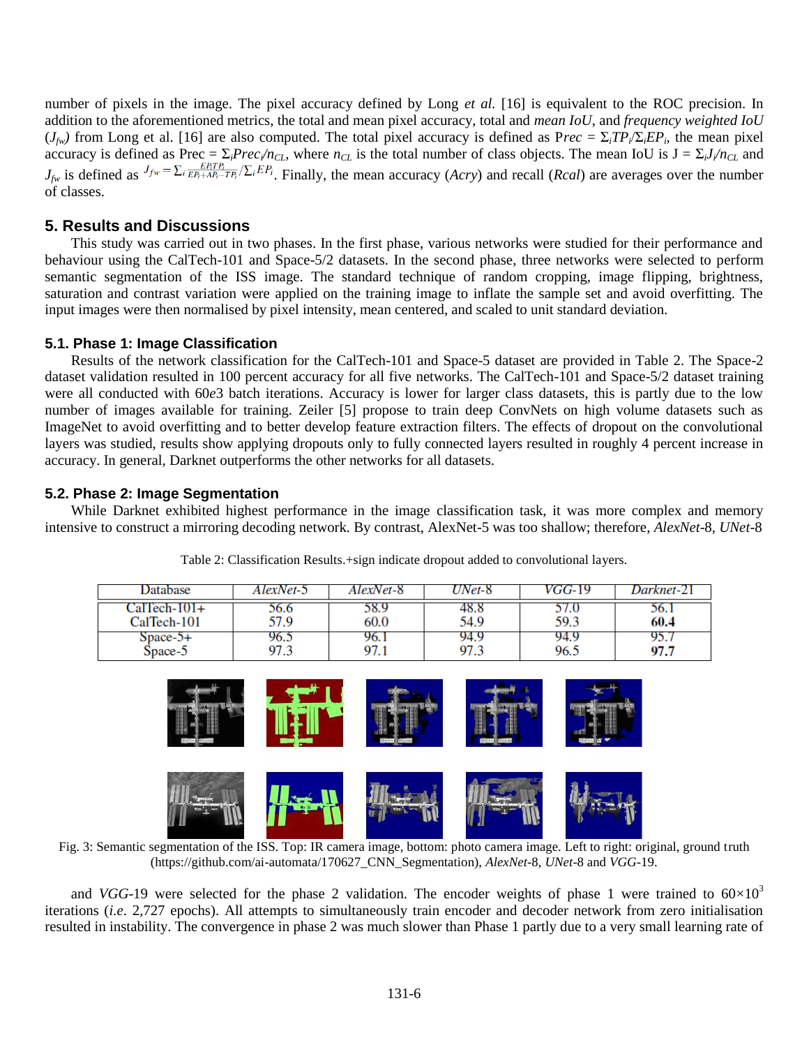number of pixels in the image. The pixel accuracy defined by Long *et al.* [16] is equivalent to the ROC precision. In addition to the aforementioned metrics, the total and mean pixel accuracy, total and *mean IoU*, and *frequency weighted IoU* ($J_{fw}$) from Long et al. [16] are also computed. The total pixel accuracy is defined as $Prec = \Sigma_i TP_i / \Sigma_i EP_i$, the mean pixel accuracy is defined as $Prec = \Sigma_i Prec_i / n_{CL}$, where $n_{CL}$ is the total number of class objects. The mean IoU is $J = \Sigma_i J_i / n_{CL}$ and $J_{fw}$ is defined as $J_{fw} = \Sigma_i \frac{EP_i TP_i}{EP_i + AP_i - TP_i} / \Sigma_i EP_i$. Finally, the mean accuracy (*Acry*) and recall (*Rcal*) are averages over the number of classes.

## 5. Results and Discussions

This study was carried out in two phases. In the first phase, various networks were studied for their performance and behaviour using the CalTech-101 and Space-5/2 datasets. In the second phase, three networks were selected to perform semantic segmentation of the ISS image. The standard technique of random cropping, image flipping, brightness, saturation and contrast variation were applied on the training image to inflate the sample set and avoid overfitting. The input images were then normalised by pixel intensity, mean centered, and scaled to unit standard deviation.

### 5.1. Phase 1: Image Classification

Results of the network classification for the CalTech-101 and Space-5 dataset are provided in Table 2. The Space-2 dataset validation resulted in 100 percent accuracy for all five networks. The CalTech-101 and Space-5/2 dataset training were all conducted with 60*e*3 batch iterations. Accuracy is lower for larger class datasets, this is partly due to the low number of images available for training. Zeiler [5] propose to train deep ConvNets on high volume datasets such as ImageNet to avoid overfitting and to better develop feature extraction filters. The effects of dropout on the convolutional layers was studied, results show applying dropouts only to fully connected layers resulted in roughly 4 percent increase in accuracy. In general, Darknet outperforms the other networks for all datasets.

### 5.2. Phase 2: Image Segmentation

While Darknet exhibited highest performance in the image classification task, it was more complex and memory intensive to construct a mirroring decoding network. By contrast, AlexNet-5 was too shallow; therefore, *AlexNet*-8, *UNet*-8

Table 2: Classification Results.+sign indicate dropout added to convolutional layers.

| Database | *AlexNet*-5 | *AlexNet*-8 | *UNet*-8 | *VGG*-19 | *Darknet*-21 |
|---|---|---|---|---|---|
| CalTech-101+ | 56.6 | 58.9 | 48.8 | 57.0 | 56.1 |
| CalTech-101 | 57.9 | 60.0 | 54.9 | 59.3 | **60.4** |
| Space-5+ | 96.5 | 96.1 | 94.9 | 94.9 | 95.7 |
| Space-5 | 97.3 | 97.1 | 97.3 | 96.5 | **97.7** |

Fig. 3: Semantic segmentation of the ISS. Top: IR camera image, bottom: photo camera image. Left to right: original, ground truth (https://github.com/ai-automata/170627_CNN_Segmentation), *AlexNet*-8, *UNet*-8 and *VGG*-19.

and *VGG*-19 were selected for the phase 2 validation. The encoder weights of phase 1 were trained to $60{\times}10^3$ iterations (*i.e*. 2,727 epochs). All attempts to simultaneously train encoder and decoder network from zero initialisation resulted in instability. The convergence in phase 2 was much slower than Phase 1 partly due to a very small learning rate of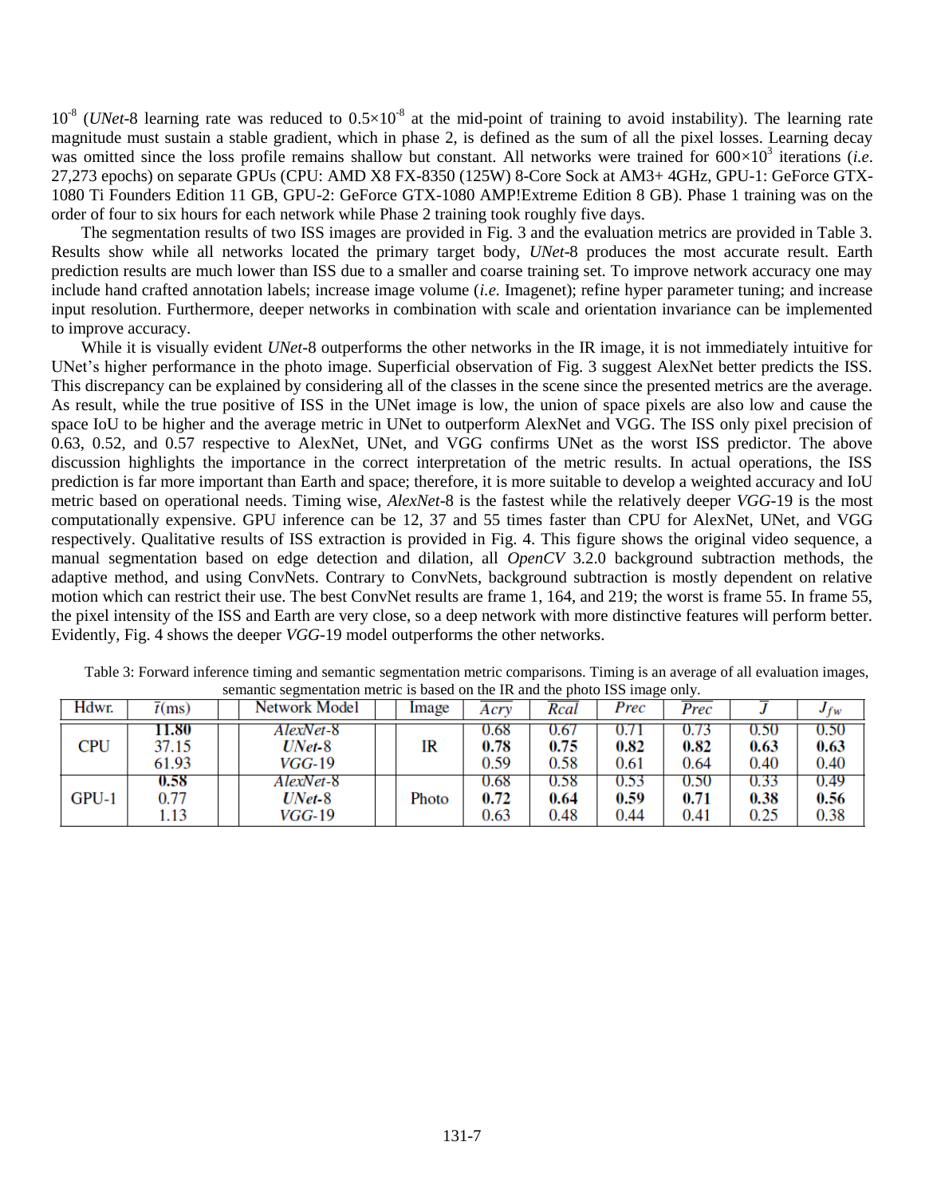$10^{-8}$ (*UNet*-8 learning rate was reduced to $0.5\times10^{-8}$ at the mid-point of training to avoid instability). The learning rate magnitude must sustain a stable gradient, which in phase 2, is defined as the sum of all the pixel losses. Learning decay was omitted since the loss profile remains shallow but constant. All networks were trained for $600\times10^{3}$ iterations (*i.e*. 27,273 epochs) on separate GPUs (CPU: AMD X8 FX-8350 (125W) 8-Core Sock at AM3+ 4GHz, GPU-1: GeForce GTX-1080 Ti Founders Edition 11 GB, GPU-2: GeForce GTX-1080 AMP!Extreme Edition 8 GB). Phase 1 training was on the order of four to six hours for each network while Phase 2 training took roughly five days.

The segmentation results of two ISS images are provided in Fig. 3 and the evaluation metrics are provided in Table 3. Results show while all networks located the primary target body, *UNet*-8 produces the most accurate result. Earth prediction results are much lower than ISS due to a smaller and coarse training set. To improve network accuracy one may include hand crafted annotation labels; increase image volume (*i.e.* Imagenet); refine hyper parameter tuning; and increase input resolution. Furthermore, deeper networks in combination with scale and orientation invariance can be implemented to improve accuracy.

While it is visually evident *UNet*-8 outperforms the other networks in the IR image, it is not immediately intuitive for UNet's higher performance in the photo image. Superficial observation of Fig. 3 suggest AlexNet better predicts the ISS. This discrepancy can be explained by considering all of the classes in the scene since the presented metrics are the average. As result, while the true positive of ISS in the UNet image is low, the union of space pixels are also low and cause the space IoU to be higher and the average metric in UNet to outperform AlexNet and VGG. The ISS only pixel precision of 0.63, 0.52, and 0.57 respective to AlexNet, UNet, and VGG confirms UNet as the worst ISS predictor. The above discussion highlights the importance in the correct interpretation of the metric results. In actual operations, the ISS prediction is far more important than Earth and space; therefore, it is more suitable to develop a weighted accuracy and IoU metric based on operational needs. Timing wise, *AlexNet*-8 is the fastest while the relatively deeper *VGG*-19 is the most computationally expensive. GPU inference can be 12, 37 and 55 times faster than CPU for AlexNet, UNet, and VGG respectively. Qualitative results of ISS extraction is provided in Fig. 4. This figure shows the original video sequence, a manual segmentation based on edge detection and dilation, all *OpenCV* 3.2.0 background subtraction methods, the adaptive method, and using ConvNets. Contrary to ConvNets, background subtraction is mostly dependent on relative motion which can restrict their use. The best ConvNet results are frame 1, 164, and 219; the worst is frame 55. In frame 55, the pixel intensity of the ISS and Earth are very close, so a deep network with more distinctive features will perform better. Evidently, Fig. 4 shows the deeper *VGG*-19 model outperforms the other networks.

Table 3: Forward inference timing and semantic segmentation metric comparisons. Timing is an average of all evaluation images, semantic segmentation metric is based on the IR and the photo ISS image only.

| Hdwr. | $\bar{t}$(ms) | Network Model | Image | $\overline{Acry}$ | $\overline{Rcal}$ | $Prec$ | $\overline{Prec}$ | $\bar{J}$ | $J_{fw}$ |
|---|---|---|---|---|---|---|---|---|---|
| CPU | **11.80** | *AlexNet*-8 | IR | 0.68 | 0.67 | 0.71 | 0.73 | 0.50 | 0.50 |
| | 37.15 | ***UNet*-8** | | **0.78** | **0.75** | **0.82** | **0.82** | **0.63** | **0.63** |
| | 61.93 | *VGG*-19 | | 0.59 | 0.58 | 0.61 | 0.64 | 0.40 | 0.40 |
| GPU-1 | **0.58** | *AlexNet*-8 | Photo | 0.68 | 0.58 | 0.53 | 0.50 | 0.33 | 0.49 |
| | 0.77 | ***UNet*-8** | | **0.72** | **0.64** | **0.59** | **0.71** | **0.38** | **0.56** |
| | 1.13 | *VGG*-19 | | 0.63 | 0.48 | 0.44 | 0.41 | 0.25 | 0.38 |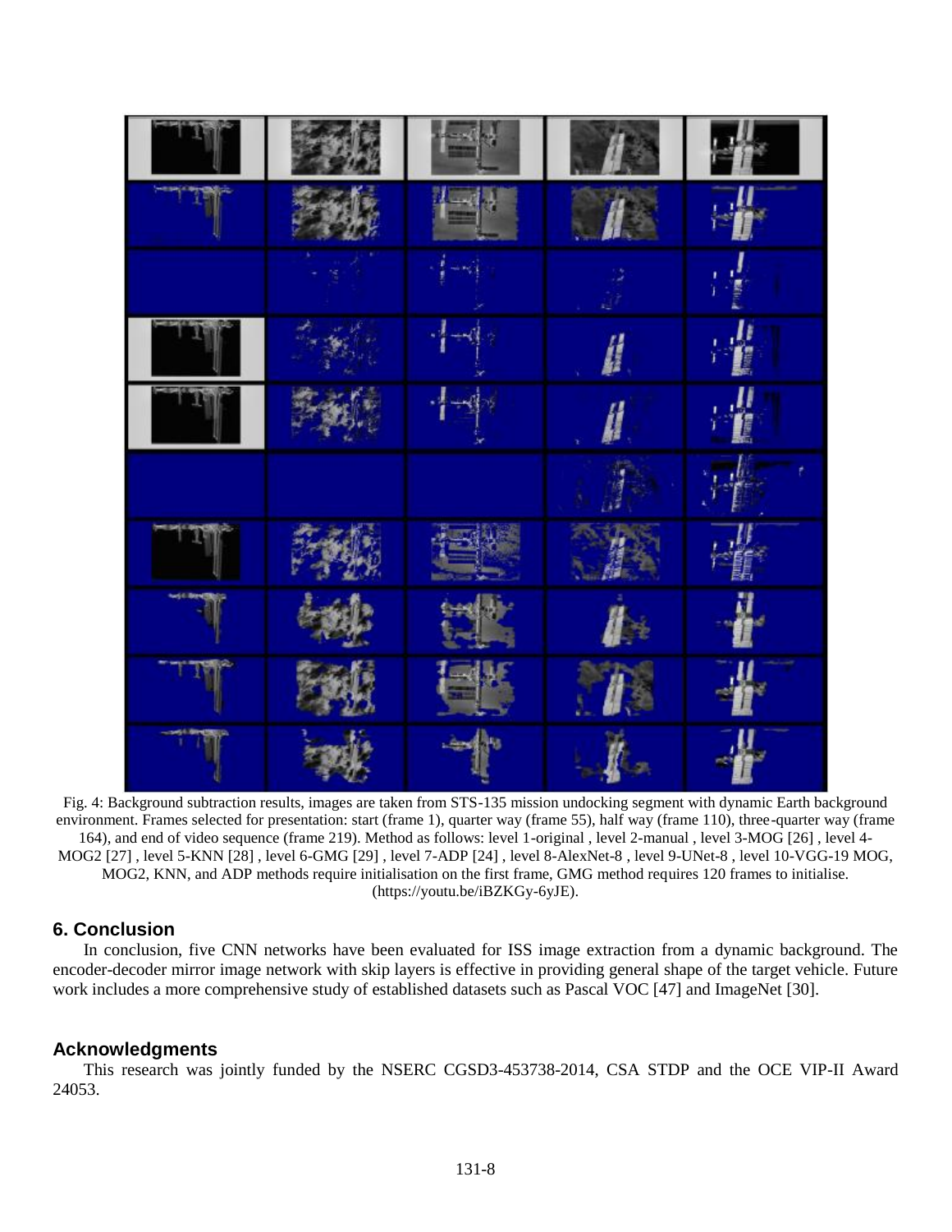Fig. 4: Background subtraction results, images are taken from STS-135 mission undocking segment with dynamic Earth background environment. Frames selected for presentation: start (frame 1), quarter way (frame 55), half way (frame 110), three-quarter way (frame 164), and end of video sequence (frame 219). Method as follows: level 1-original , level 2-manual , level 3-MOG [26] , level 4-MOG2 [27] , level 5-KNN [28] , level 6-GMG [29] , level 7-ADP [24] , level 8-AlexNet-8 , level 9-UNet-8 , level 10-VGG-19 MOG, MOG2, KNN, and ADP methods require initialisation on the first frame, GMG method requires 120 frames to initialise. (https://youtu.be/iBZKGy-6yJE).

## 6. Conclusion

In conclusion, five CNN networks have been evaluated for ISS image extraction from a dynamic background. The encoder-decoder mirror image network with skip layers is effective in providing general shape of the target vehicle. Future work includes a more comprehensive study of established datasets such as Pascal VOC [47] and ImageNet [30].

## Acknowledgments

This research was jointly funded by the NSERC CGSD3-453738-2014, CSA STDP and the OCE VIP-II Award 24053.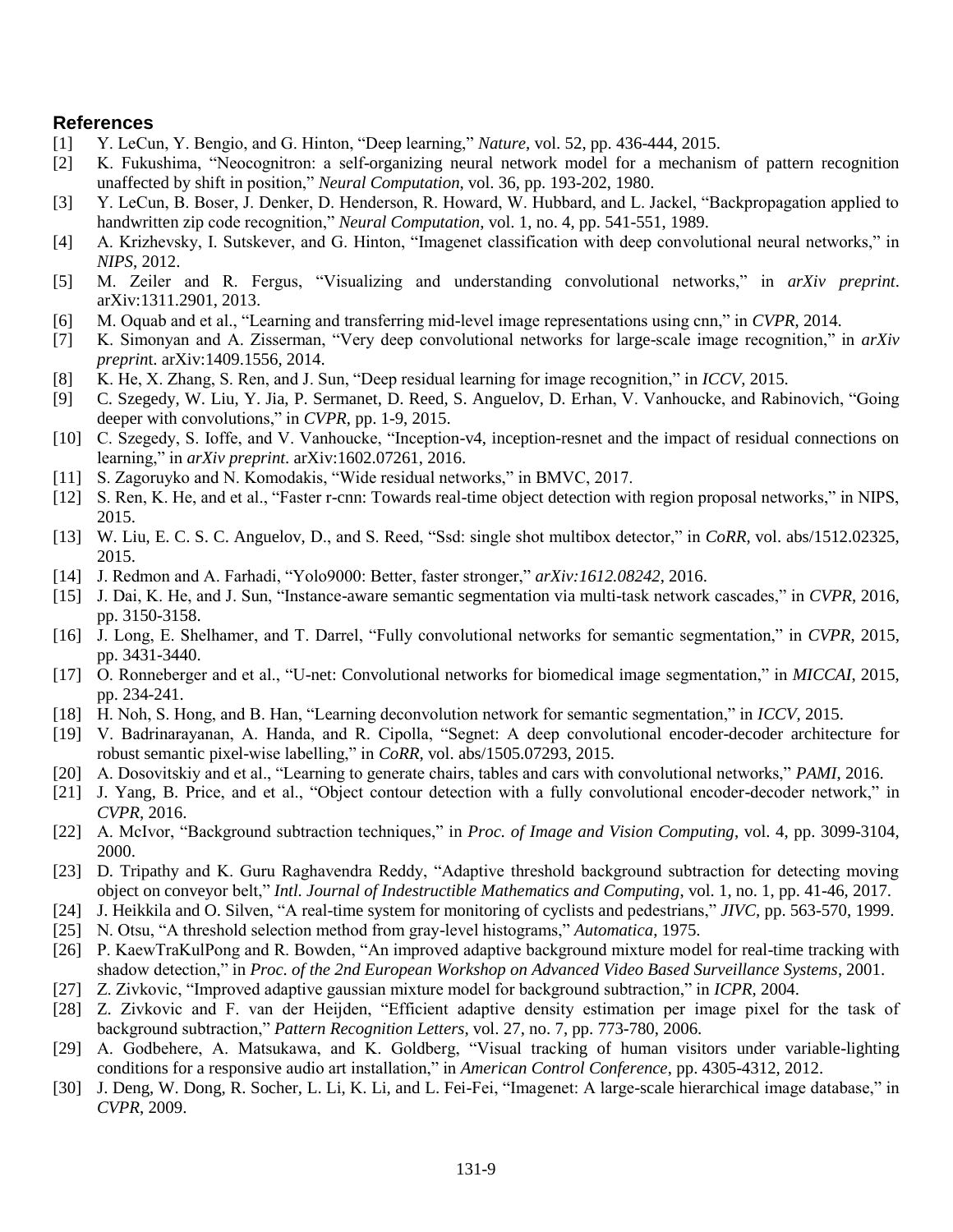## References

[1] Y. LeCun, Y. Bengio, and G. Hinton, "Deep learning," *Nature*, vol. 52, pp. 436-444, 2015.

[2] K. Fukushima, "Neocognitron: a self-organizing neural network model for a mechanism of pattern recognition unaffected by shift in position," *Neural Computation*, vol. 36, pp. 193-202, 1980.

[3] Y. LeCun, B. Boser, J. Denker, D. Henderson, R. Howard, W. Hubbard, and L. Jackel, "Backpropagation applied to handwritten zip code recognition," *Neural Computation*, vol. 1, no. 4, pp. 541-551, 1989.

[4] A. Krizhevsky, I. Sutskever, and G. Hinton, "Imagenet classification with deep convolutional neural networks," in *NIPS*, 2012.

[5] M. Zeiler and R. Fergus, "Visualizing and understanding convolutional networks," in *arXiv preprint*. arXiv:1311.2901, 2013.

[6] M. Oquab and et al., "Learning and transferring mid-level image representations using cnn," in *CVPR*, 2014.

[7] K. Simonyan and A. Zisserman, "Very deep convolutional networks for large-scale image recognition," in *arXiv preprin*t. arXiv:1409.1556, 2014.

[8] K. He, X. Zhang, S. Ren, and J. Sun, "Deep residual learning for image recognition," in *ICCV*, 2015.

[9] C. Szegedy, W. Liu, Y. Jia, P. Sermanet, D. Reed, S. Anguelov, D. Erhan, V. Vanhoucke, and Rabinovich, "Going deeper with convolutions," in *CVPR*, pp. 1-9, 2015.

[10] C. Szegedy, S. Ioffe, and V. Vanhoucke, "Inception-v4, inception-resnet and the impact of residual connections on learning," in *arXiv preprint*. arXiv:1602.07261, 2016.

[11] S. Zagoruyko and N. Komodakis, "Wide residual networks," in BMVC, 2017.

[12] S. Ren, K. He, and et al., "Faster r-cnn: Towards real-time object detection with region proposal networks," in NIPS, 2015.

[13] W. Liu, E. C. S. C. Anguelov, D., and S. Reed, "Ssd: single shot multibox detector," in *CoRR*, vol. abs/1512.02325, 2015.

[14] J. Redmon and A. Farhadi, "Yolo9000: Better, faster stronger," *arXiv:1612.08242*, 2016.

[15] J. Dai, K. He, and J. Sun, "Instance-aware semantic segmentation via multi-task network cascades," in *CVPR*, 2016, pp. 3150-3158.

[16] J. Long, E. Shelhamer, and T. Darrel, "Fully convolutional networks for semantic segmentation," in *CVPR*, 2015, pp. 3431-3440.

[17] O. Ronneberger and et al., "U-net: Convolutional networks for biomedical image segmentation," in *MICCAI*, 2015, pp. 234-241.

[18] H. Noh, S. Hong, and B. Han, "Learning deconvolution network for semantic segmentation," in *ICCV*, 2015.

[19] V. Badrinarayanan, A. Handa, and R. Cipolla, "Segnet: A deep convolutional encoder-decoder architecture for robust semantic pixel-wise labelling," in *CoRR*, vol. abs/1505.07293, 2015.

[20] A. Dosovitskiy and et al., "Learning to generate chairs, tables and cars with convolutional networks," *PAMI*, 2016.

[21] J. Yang, B. Price, and et al., "Object contour detection with a fully convolutional encoder-decoder network," in *CVPR*, 2016.

[22] A. McIvor, "Background subtraction techniques," in *Proc. of Image and Vision Computing*, vol. 4, pp. 3099-3104, 2000.

[23] D. Tripathy and K. Guru Raghavendra Reddy, "Adaptive threshold background subtraction for detecting moving object on conveyor belt," *Intl. Journal of Indestructible Mathematics and Computing*, vol. 1, no. 1, pp. 41-46, 2017.

[24] J. Heikkila and O. Silven, "A real-time system for monitoring of cyclists and pedestrians," *JIVC*, pp. 563-570, 1999.

[25] N. Otsu, "A threshold selection method from gray-level histograms," *Automatica*, 1975.

[26] P. KaewTraKulPong and R. Bowden, "An improved adaptive background mixture model for real-time tracking with shadow detection," in *Proc. of the 2nd European Workshop on Advanced Video Based Surveillance Systems*, 2001.

[27] Z. Zivkovic, "Improved adaptive gaussian mixture model for background subtraction," in *ICPR*, 2004.

[28] Z. Zivkovic and F. van der Heijden, "Efficient adaptive density estimation per image pixel for the task of background subtraction," *Pattern Recognition Letters*, vol. 27, no. 7, pp. 773-780, 2006.

[29] A. Godbehere, A. Matsukawa, and K. Goldberg, "Visual tracking of human visitors under variable-lighting conditions for a responsive audio art installation," in *American Control Conference*, pp. 4305-4312, 2012.

[30] J. Deng, W. Dong, R. Socher, L. Li, K. Li, and L. Fei-Fei, "Imagenet: A large-scale hierarchical image database," in *CVPR*, 2009.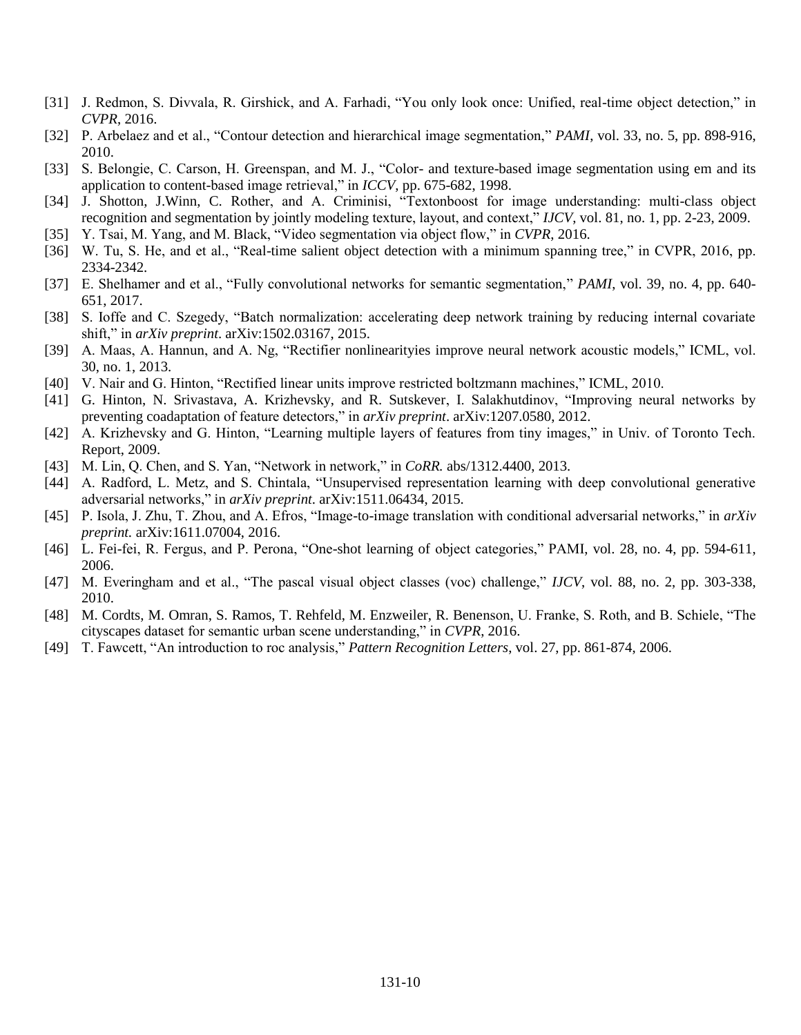[31] J. Redmon, S. Divvala, R. Girshick, and A. Farhadi, "You only look once: Unified, real-time object detection," in *CVPR*, 2016.

[32] P. Arbelaez and et al., "Contour detection and hierarchical image segmentation," *PAMI*, vol. 33, no. 5, pp. 898-916, 2010.

[33] S. Belongie, C. Carson, H. Greenspan, and M. J., "Color- and texture-based image segmentation using em and its application to content-based image retrieval," in *ICCV*, pp. 675-682, 1998.

[34] J. Shotton, J.Winn, C. Rother, and A. Criminisi, "Textonboost for image understanding: multi-class object recognition and segmentation by jointly modeling texture, layout, and context," *IJCV*, vol. 81, no. 1, pp. 2-23, 2009.

[35] Y. Tsai, M. Yang, and M. Black, "Video segmentation via object flow," in *CVPR*, 2016.

[36] W. Tu, S. He, and et al., "Real-time salient object detection with a minimum spanning tree," in CVPR, 2016, pp. 2334-2342.

[37] E. Shelhamer and et al., "Fully convolutional networks for semantic segmentation," *PAMI*, vol. 39, no. 4, pp. 640-651, 2017.

[38] S. Ioffe and C. Szegedy, "Batch normalization: accelerating deep network training by reducing internal covariate shift," in *arXiv preprint*. arXiv:1502.03167, 2015.

[39] A. Maas, A. Hannun, and A. Ng, "Rectifier nonlinearityies improve neural network acoustic models," ICML, vol. 30, no. 1, 2013.

[40] V. Nair and G. Hinton, "Rectified linear units improve restricted boltzmann machines," ICML, 2010.

[41] G. Hinton, N. Srivastava, A. Krizhevsky, and R. Sutskever, I. Salakhutdinov, "Improving neural networks by preventing coadaptation of feature detectors," in *arXiv preprint*. arXiv:1207.0580, 2012.

[42] A. Krizhevsky and G. Hinton, "Learning multiple layers of features from tiny images," in Univ. of Toronto Tech. Report, 2009.

[43] M. Lin, Q. Chen, and S. Yan, "Network in network," in *CoRR.* abs/1312.4400, 2013.

[44] A. Radford, L. Metz, and S. Chintala, "Unsupervised representation learning with deep convolutional generative adversarial networks," in *arXiv preprint*. arXiv:1511.06434, 2015.

[45] P. Isola, J. Zhu, T. Zhou, and A. Efros, "Image-to-image translation with conditional adversarial networks," in *arXiv preprint.* arXiv:1611.07004, 2016.

[46] L. Fei-fei, R. Fergus, and P. Perona, "One-shot learning of object categories," PAMI, vol. 28, no. 4, pp. 594-611, 2006.

[47] M. Everingham and et al., "The pascal visual object classes (voc) challenge," *IJCV*, vol. 88, no. 2, pp. 303-338, 2010.

[48] M. Cordts, M. Omran, S. Ramos, T. Rehfeld, M. Enzweiler, R. Benenson, U. Franke, S. Roth, and B. Schiele, "The cityscapes dataset for semantic urban scene understanding," in *CVPR*, 2016.

[49] T. Fawcett, "An introduction to roc analysis," *Pattern Recognition Letters*, vol. 27, pp. 861-874, 2006.